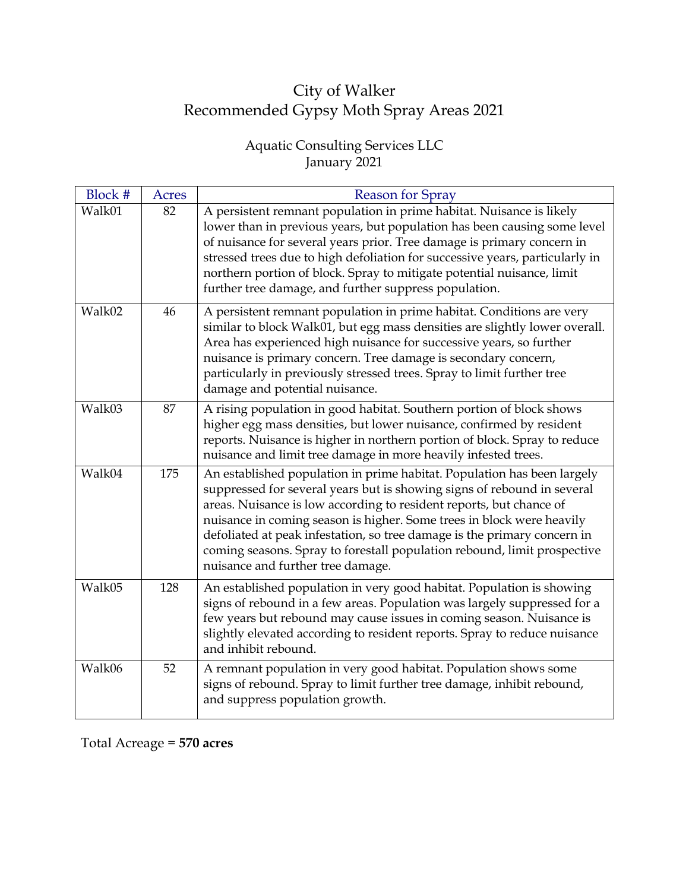# City of Walker
# Recommended Gypsy Moth Spray Areas 2021

Aquatic Consulting Services LLC
January 2021

| Block # | Acres | Reason for Spray |
|---|---|---|
| Walk01 | 82 | A persistent remnant population in prime habitat. Nuisance is likely lower than in previous years, but population has been causing some level of nuisance for several years prior. Tree damage is primary concern in stressed trees due to high defoliation for successive years, particularly in northern portion of block. Spray to mitigate potential nuisance, limit further tree damage, and further suppress population. |
| Walk02 | 46 | A persistent remnant population in prime habitat. Conditions are very similar to block Walk01, but egg mass densities are slightly lower overall. Area has experienced high nuisance for successive years, so further nuisance is primary concern. Tree damage is secondary concern, particularly in previously stressed trees. Spray to limit further tree damage and potential nuisance. |
| Walk03 | 87 | A rising population in good habitat. Southern portion of block shows higher egg mass densities, but lower nuisance, confirmed by resident reports. Nuisance is higher in northern portion of block. Spray to reduce nuisance and limit tree damage in more heavily infested trees. |
| Walk04 | 175 | An established population in prime habitat. Population has been largely suppressed for several years but is showing signs of rebound in several areas. Nuisance is low according to resident reports, but chance of nuisance in coming season is higher. Some trees in block were heavily defoliated at peak infestation, so tree damage is the primary concern in coming seasons. Spray to forestall population rebound, limit prospective nuisance and further tree damage. |
| Walk05 | 128 | An established population in very good habitat. Population is showing signs of rebound in a few areas. Population was largely suppressed for a few years but rebound may cause issues in coming season. Nuisance is slightly elevated according to resident reports. Spray to reduce nuisance and inhibit rebound. |
| Walk06 | 52 | A remnant population in very good habitat. Population shows some signs of rebound. Spray to limit further tree damage, inhibit rebound, and suppress population growth. |

Total Acreage = **570 acres**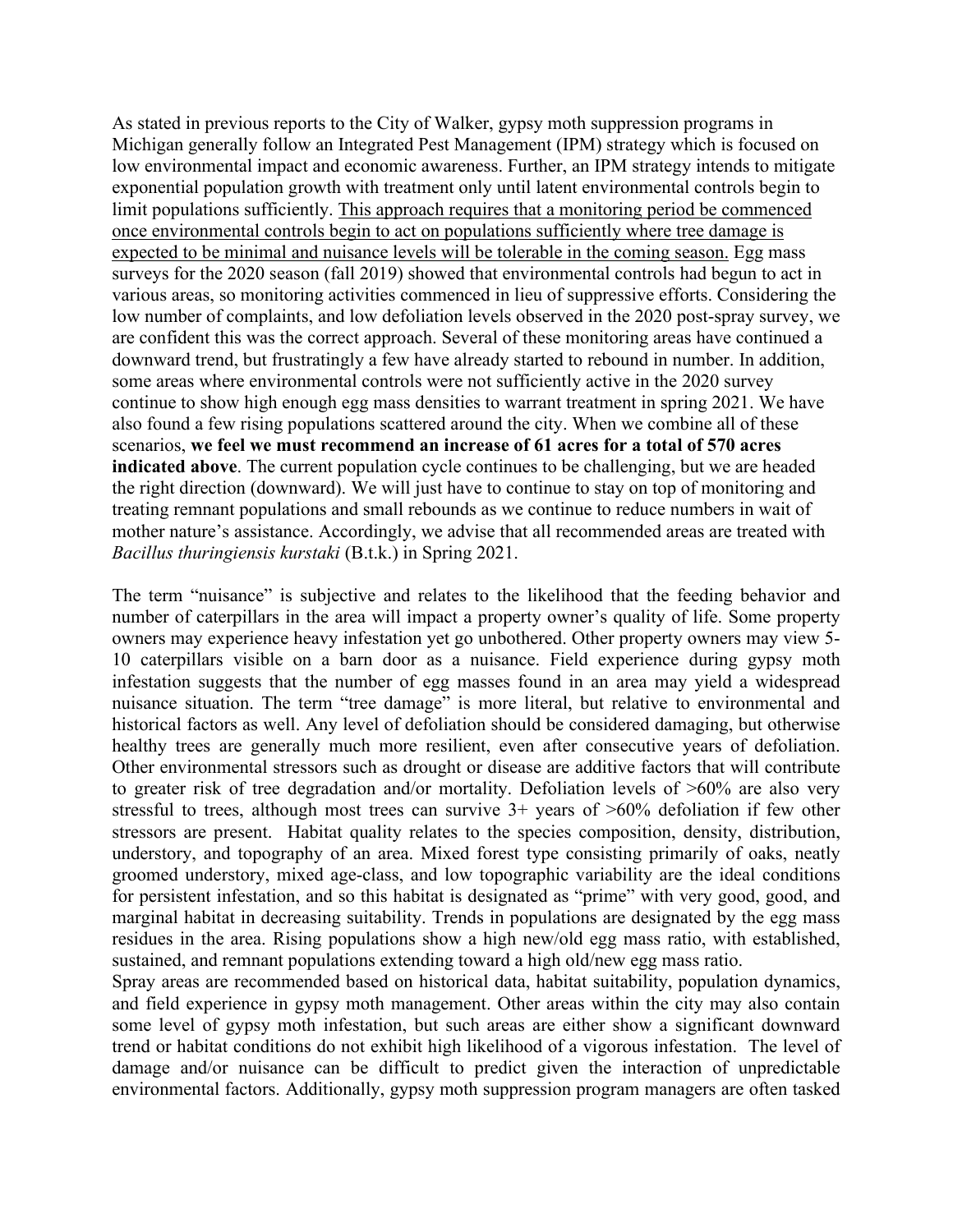As stated in previous reports to the City of Walker, gypsy moth suppression programs in Michigan generally follow an Integrated Pest Management (IPM) strategy which is focused on low environmental impact and economic awareness. Further, an IPM strategy intends to mitigate exponential population growth with treatment only until latent environmental controls begin to limit populations sufficiently. <u>This approach requires that a monitoring period be commenced once environmental controls begin to act on populations sufficiently where tree damage is expected to be minimal and nuisance levels will be tolerable in the coming season.</u> Egg mass surveys for the 2020 season (fall 2019) showed that environmental controls had begun to act in various areas, so monitoring activities commenced in lieu of suppressive efforts. Considering the low number of complaints, and low defoliation levels observed in the 2020 post-spray survey, we are confident this was the correct approach. Several of these monitoring areas have continued a downward trend, but frustratingly a few have already started to rebound in number. In addition, some areas where environmental controls were not sufficiently active in the 2020 survey continue to show high enough egg mass densities to warrant treatment in spring 2021. We have also found a few rising populations scattered around the city. When we combine all of these scenarios, **we feel we must recommend an increase of 61 acres for a total of 570 acres indicated above**. The current population cycle continues to be challenging, but we are headed the right direction (downward). We will just have to continue to stay on top of monitoring and treating remnant populations and small rebounds as we continue to reduce numbers in wait of mother nature's assistance. Accordingly, we advise that all recommended areas are treated with *Bacillus thuringiensis kurstaki* (B.t.k.) in Spring 2021.

The term "nuisance" is subjective and relates to the likelihood that the feeding behavior and number of caterpillars in the area will impact a property owner's quality of life. Some property owners may experience heavy infestation yet go unbothered. Other property owners may view 5-10 caterpillars visible on a barn door as a nuisance. Field experience during gypsy moth infestation suggests that the number of egg masses found in an area may yield a widespread nuisance situation. The term "tree damage" is more literal, but relative to environmental and historical factors as well. Any level of defoliation should be considered damaging, but otherwise healthy trees are generally much more resilient, even after consecutive years of defoliation. Other environmental stressors such as drought or disease are additive factors that will contribute to greater risk of tree degradation and/or mortality. Defoliation levels of >60% are also very stressful to trees, although most trees can survive 3+ years of >60% defoliation if few other stressors are present. Habitat quality relates to the species composition, density, distribution, understory, and topography of an area. Mixed forest type consisting primarily of oaks, neatly groomed understory, mixed age-class, and low topographic variability are the ideal conditions for persistent infestation, and so this habitat is designated as "prime" with very good, good, and marginal habitat in decreasing suitability. Trends in populations are designated by the egg mass residues in the area. Rising populations show a high new/old egg mass ratio, with established, sustained, and remnant populations extending toward a high old/new egg mass ratio.

Spray areas are recommended based on historical data, habitat suitability, population dynamics, and field experience in gypsy moth management. Other areas within the city may also contain some level of gypsy moth infestation, but such areas are either show a significant downward trend or habitat conditions do not exhibit high likelihood of a vigorous infestation. The level of damage and/or nuisance can be difficult to predict given the interaction of unpredictable environmental factors. Additionally, gypsy moth suppression program managers are often tasked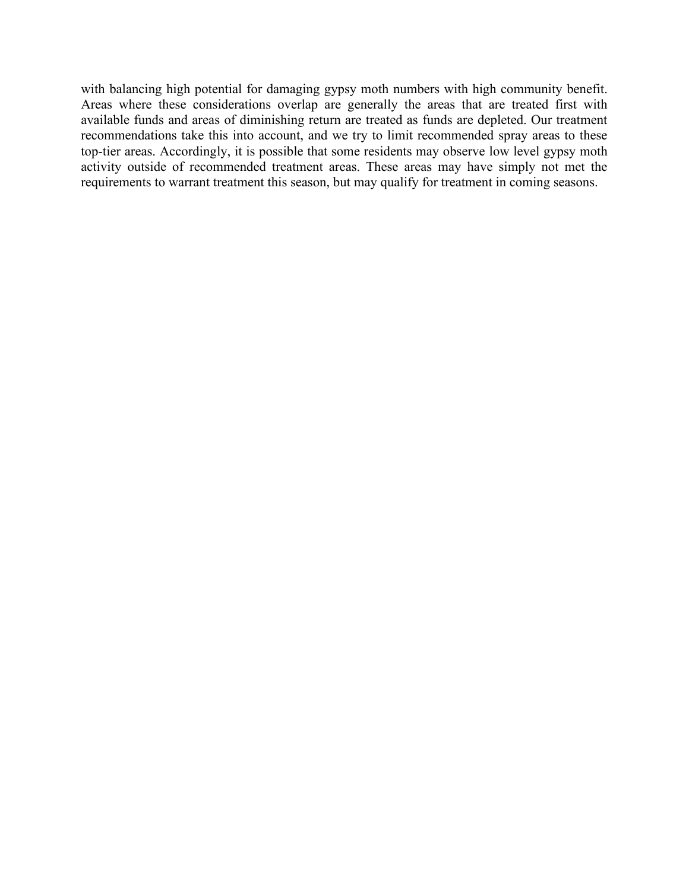with balancing high potential for damaging gypsy moth numbers with high community benefit. Areas where these considerations overlap are generally the areas that are treated first with available funds and areas of diminishing return are treated as funds are depleted. Our treatment recommendations take this into account, and we try to limit recommended spray areas to these top-tier areas. Accordingly, it is possible that some residents may observe low level gypsy moth activity outside of recommended treatment areas. These areas may have simply not met the requirements to warrant treatment this season, but may qualify for treatment in coming seasons.